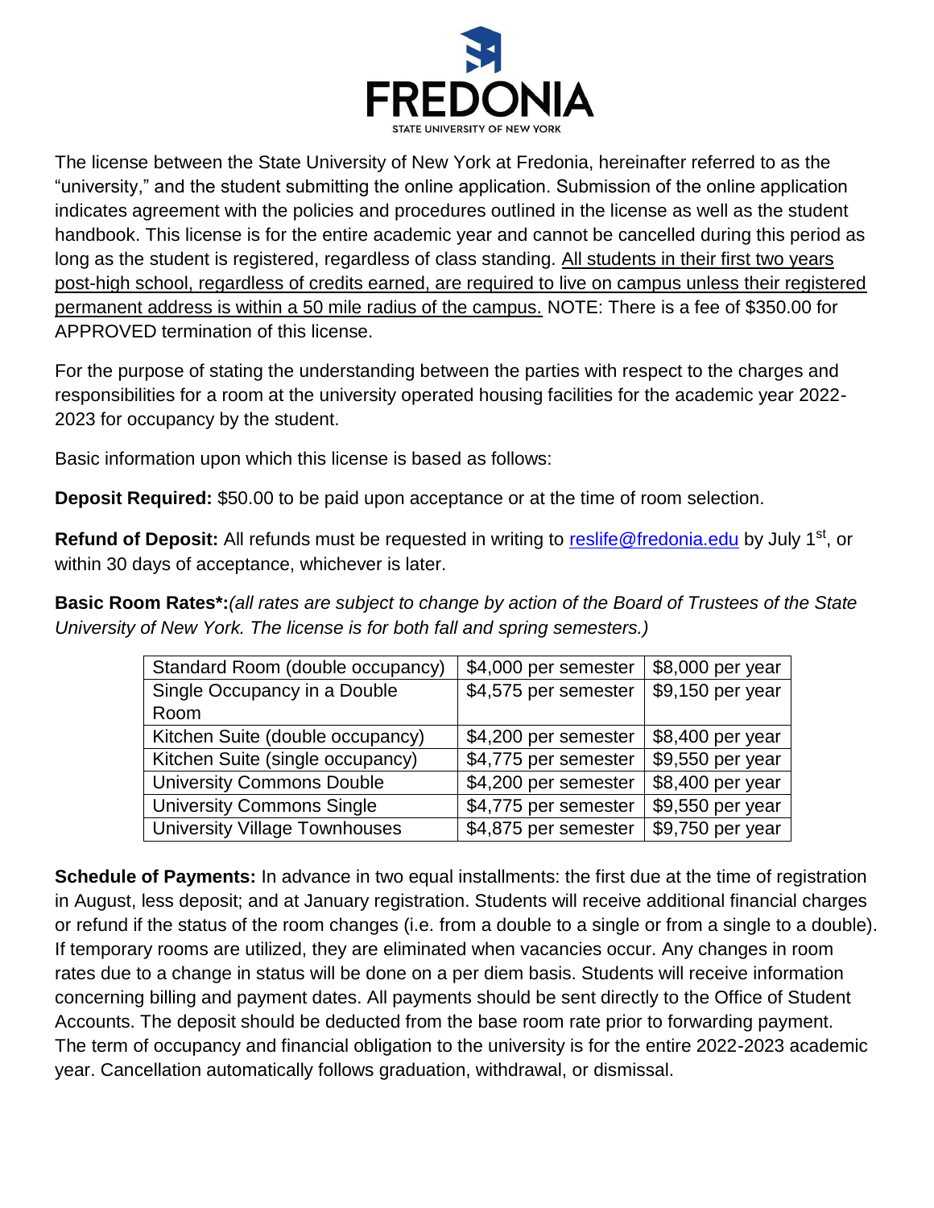# FREDONIA

STATE UNIVERSITY OF NEW YORK

The license between the State University of New York at Fredonia, hereinafter referred to as the "university," and the student submitting the online application. Submission of the online application indicates agreement with the policies and procedures outlined in the license as well as the student handbook. This license is for the entire academic year and cannot be cancelled during this period as long as the student is registered, regardless of class standing. <u>All students in their first two years post-high school, regardless of credits earned, are required to live on campus unless their registered permanent address is within a 50 mile radius of the campus.</u> NOTE: There is a fee of $350.00 for APPROVED termination of this license.

For the purpose of stating the understanding between the parties with respect to the charges and responsibilities for a room at the university operated housing facilities for the academic year 2022-2023 for occupancy by the student.

Basic information upon which this license is based as follows:

**Deposit Required:** $50.00 to be paid upon acceptance or at the time of room selection.

**Refund of Deposit:** All refunds must be requested in writing to [reslife@fredonia.edu](mailto:reslife@fredonia.edu) by July 1st, or within 30 days of acceptance, whichever is later.

**Basic Room Rates*:** *(all rates are subject to change by action of the Board of Trustees of the State University of New York. The license is for both fall and spring semesters.)*

| Room Type | Per Semester | Per Year |
|---|---|---|
| Standard Room (double occupancy) | $4,000 per semester | $8,000 per year |
| Single Occupancy in a Double Room | $4,575 per semester | $9,150 per year |
| Kitchen Suite (double occupancy) | $4,200 per semester | $8,400 per year |
| Kitchen Suite (single occupancy) | $4,775 per semester | $9,550 per year |
| University Commons Double | $4,200 per semester | $8,400 per year |
| University Commons Single | $4,775 per semester | $9,550 per year |
| University Village Townhouses | $4,875 per semester | $9,750 per year |

**Schedule of Payments:** In advance in two equal installments: the first due at the time of registration in August, less deposit; and at January registration. Students will receive additional financial charges or refund if the status of the room changes (i.e. from a double to a single or from a single to a double). If temporary rooms are utilized, they are eliminated when vacancies occur. Any changes in room rates due to a change in status will be done on a per diem basis. Students will receive information concerning billing and payment dates. All payments should be sent directly to the Office of Student Accounts. The deposit should be deducted from the base room rate prior to forwarding payment. The term of occupancy and financial obligation to the university is for the entire 2022-2023 academic year. Cancellation automatically follows graduation, withdrawal, or dismissal.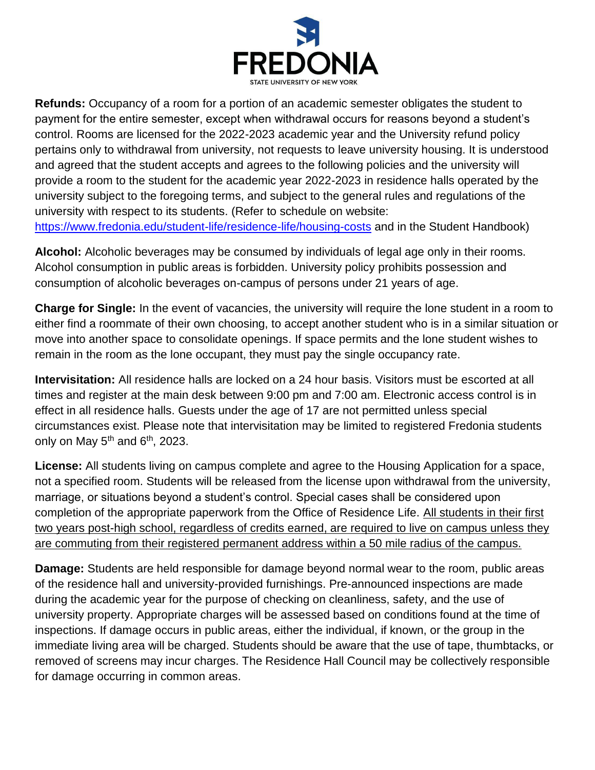**Refunds:** Occupancy of a room for a portion of an academic semester obligates the student to payment for the entire semester, except when withdrawal occurs for reasons beyond a student's control. Rooms are licensed for the 2022-2023 academic year and the University refund policy pertains only to withdrawal from university, not requests to leave university housing. It is understood and agreed that the student accepts and agrees to the following policies and the university will provide a room to the student for the academic year 2022-2023 in residence halls operated by the university subject to the foregoing terms, and subject to the general rules and regulations of the university with respect to its students. (Refer to schedule on website: [https://www.fredonia.edu/student-life/residence-life/housing-costs](https://www.fredonia.edu/student-life/residence-life/housing-costs) and in the Student Handbook)

**Alcohol:** Alcoholic beverages may be consumed by individuals of legal age only in their rooms. Alcohol consumption in public areas is forbidden. University policy prohibits possession and consumption of alcoholic beverages on-campus of persons under 21 years of age.

**Charge for Single:** In the event of vacancies, the university will require the lone student in a room to either find a roommate of their own choosing, to accept another student who is in a similar situation or move into another space to consolidate openings. If space permits and the lone student wishes to remain in the room as the lone occupant, they must pay the single occupancy rate.

**Intervisitation:** All residence halls are locked on a 24 hour basis. Visitors must be escorted at all times and register at the main desk between 9:00 pm and 7:00 am. Electronic access control is in effect in all residence halls. Guests under the age of 17 are not permitted unless special circumstances exist. Please note that intervisitation may be limited to registered Fredonia students only on May 5th and 6th, 2023.

**License:** All students living on campus complete and agree to the Housing Application for a space, not a specified room. Students will be released from the license upon withdrawal from the university, marriage, or situations beyond a student's control. Special cases shall be considered upon completion of the appropriate paperwork from the Office of Residence Life. <u>All students in their first two years post-high school, regardless of credits earned, are required to live on campus unless they are commuting from their registered permanent address within a 50 mile radius of the campus.</u>

**Damage:** Students are held responsible for damage beyond normal wear to the room, public areas of the residence hall and university-provided furnishings. Pre-announced inspections are made during the academic year for the purpose of checking on cleanliness, safety, and the use of university property. Appropriate charges will be assessed based on conditions found at the time of inspections. If damage occurs in public areas, either the individual, if known, or the group in the immediate living area will be charged. Students should be aware that the use of tape, thumbtacks, or removed of screens may incur charges. The Residence Hall Council may be collectively responsible for damage occurring in common areas.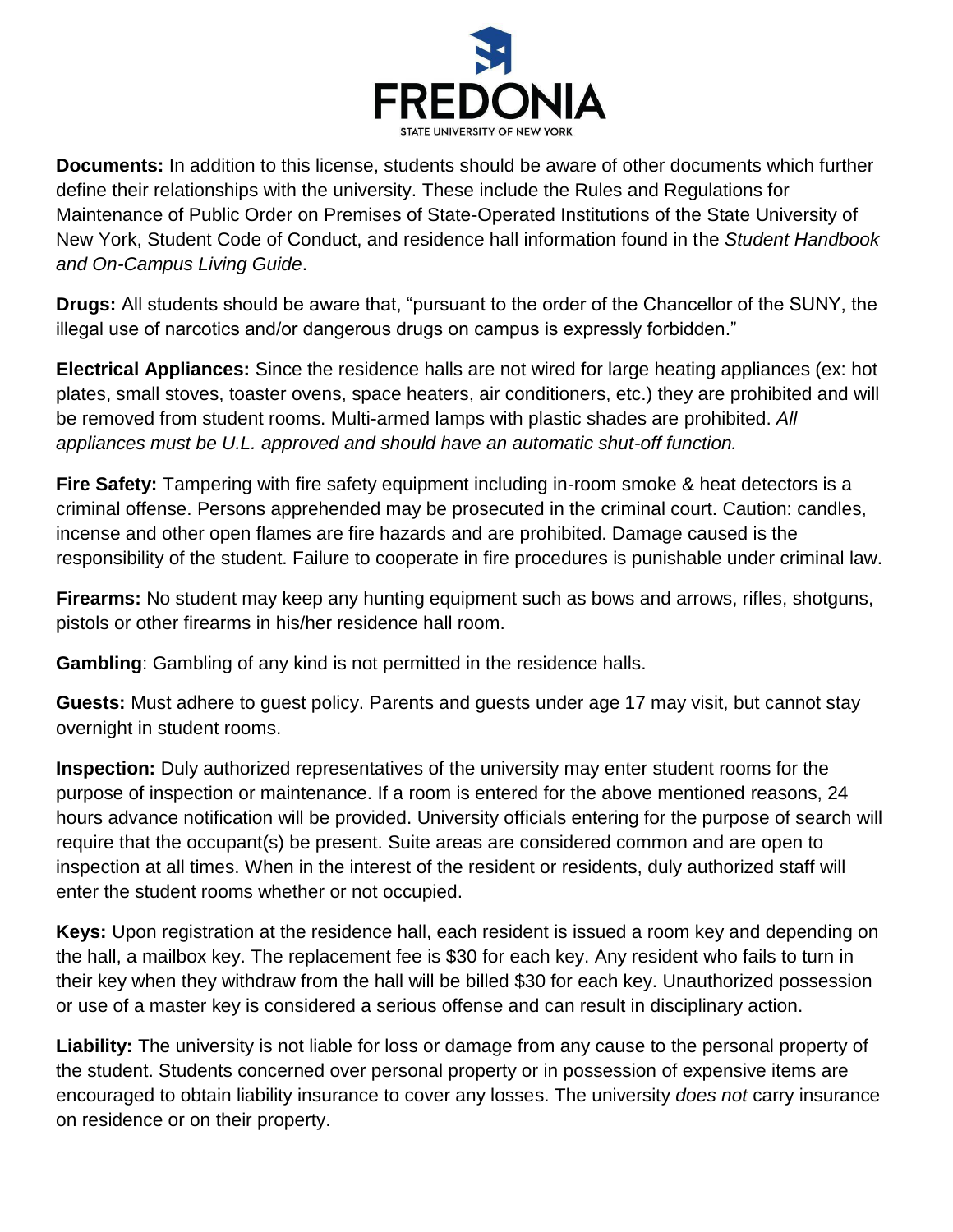**Documents:** In addition to this license, students should be aware of other documents which further define their relationships with the university. These include the Rules and Regulations for Maintenance of Public Order on Premises of State-Operated Institutions of the State University of New York, Student Code of Conduct, and residence hall information found in the *Student Handbook and On-Campus Living Guide*.

**Drugs:** All students should be aware that, "pursuant to the order of the Chancellor of the SUNY, the illegal use of narcotics and/or dangerous drugs on campus is expressly forbidden."

**Electrical Appliances:** Since the residence halls are not wired for large heating appliances (ex: hot plates, small stoves, toaster ovens, space heaters, air conditioners, etc.) they are prohibited and will be removed from student rooms. Multi-armed lamps with plastic shades are prohibited. *All appliances must be U.L. approved and should have an automatic shut-off function.*

**Fire Safety:** Tampering with fire safety equipment including in-room smoke & heat detectors is a criminal offense. Persons apprehended may be prosecuted in the criminal court. Caution: candles, incense and other open flames are fire hazards and are prohibited. Damage caused is the responsibility of the student. Failure to cooperate in fire procedures is punishable under criminal law.

**Firearms:** No student may keep any hunting equipment such as bows and arrows, rifles, shotguns, pistols or other firearms in his/her residence hall room.

**Gambling**: Gambling of any kind is not permitted in the residence halls.

**Guests:** Must adhere to guest policy. Parents and guests under age 17 may visit, but cannot stay overnight in student rooms.

**Inspection:** Duly authorized representatives of the university may enter student rooms for the purpose of inspection or maintenance. If a room is entered for the above mentioned reasons, 24 hours advance notification will be provided. University officials entering for the purpose of search will require that the occupant(s) be present. Suite areas are considered common and are open to inspection at all times. When in the interest of the resident or residents, duly authorized staff will enter the student rooms whether or not occupied.

**Keys:** Upon registration at the residence hall, each resident is issued a room key and depending on the hall, a mailbox key. The replacement fee is $30 for each key. Any resident who fails to turn in their key when they withdraw from the hall will be billed $30 for each key. Unauthorized possession or use of a master key is considered a serious offense and can result in disciplinary action.

**Liability:** The university is not liable for loss or damage from any cause to the personal property of the student. Students concerned over personal property or in possession of expensive items are encouraged to obtain liability insurance to cover any losses. The university *does not* carry insurance on residence or on their property.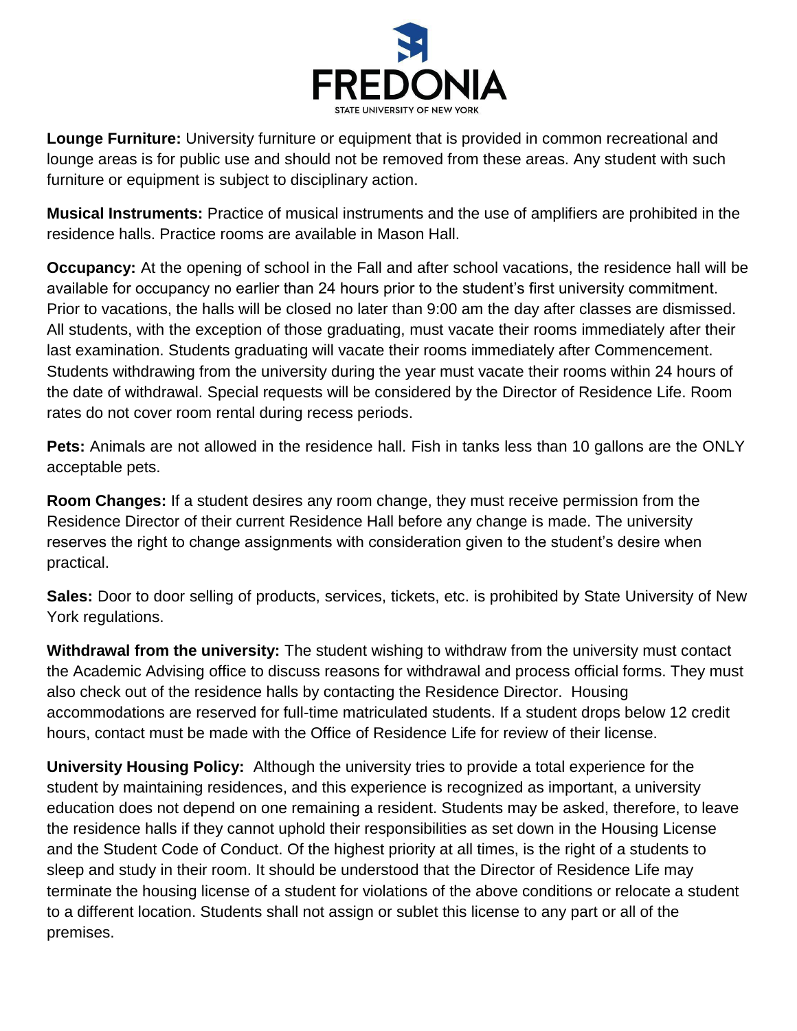**Lounge Furniture:** University furniture or equipment that is provided in common recreational and lounge areas is for public use and should not be removed from these areas. Any student with such furniture or equipment is subject to disciplinary action.

**Musical Instruments:** Practice of musical instruments and the use of amplifiers are prohibited in the residence halls. Practice rooms are available in Mason Hall.

**Occupancy:** At the opening of school in the Fall and after school vacations, the residence hall will be available for occupancy no earlier than 24 hours prior to the student's first university commitment. Prior to vacations, the halls will be closed no later than 9:00 am the day after classes are dismissed. All students, with the exception of those graduating, must vacate their rooms immediately after their last examination. Students graduating will vacate their rooms immediately after Commencement. Students withdrawing from the university during the year must vacate their rooms within 24 hours of the date of withdrawal. Special requests will be considered by the Director of Residence Life. Room rates do not cover room rental during recess periods.

**Pets:** Animals are not allowed in the residence hall. Fish in tanks less than 10 gallons are the ONLY acceptable pets.

**Room Changes:** If a student desires any room change, they must receive permission from the Residence Director of their current Residence Hall before any change is made. The university reserves the right to change assignments with consideration given to the student's desire when practical.

**Sales:** Door to door selling of products, services, tickets, etc. is prohibited by State University of New York regulations.

**Withdrawal from the university:** The student wishing to withdraw from the university must contact the Academic Advising office to discuss reasons for withdrawal and process official forms. They must also check out of the residence halls by contacting the Residence Director. Housing accommodations are reserved for full-time matriculated students. If a student drops below 12 credit hours, contact must be made with the Office of Residence Life for review of their license.

**University Housing Policy:** Although the university tries to provide a total experience for the student by maintaining residences, and this experience is recognized as important, a university education does not depend on one remaining a resident. Students may be asked, therefore, to leave the residence halls if they cannot uphold their responsibilities as set down in the Housing License and the Student Code of Conduct. Of the highest priority at all times, is the right of a students to sleep and study in their room. It should be understood that the Director of Residence Life may terminate the housing license of a student for violations of the above conditions or relocate a student to a different location. Students shall not assign or sublet this license to any part or all of the premises.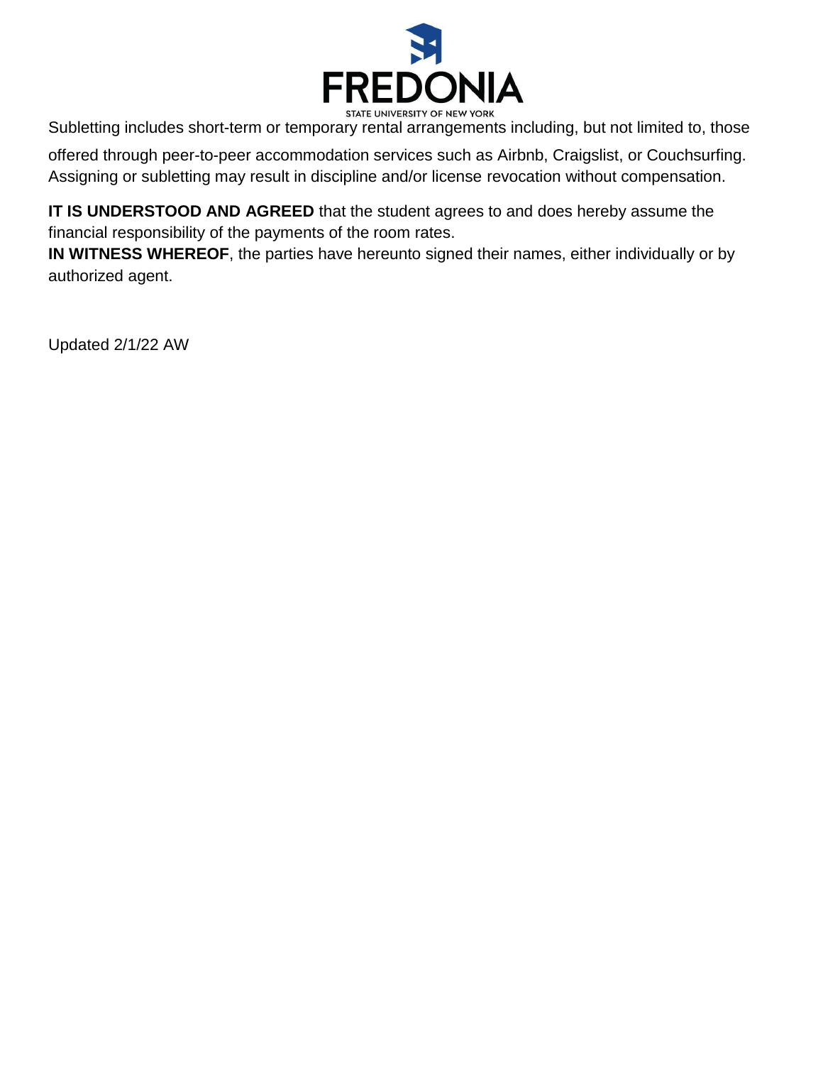Subletting includes short-term or temporary rental arrangements including, but not limited to, those offered through peer-to-peer accommodation services such as Airbnb, Craigslist, or Couchsurfing. Assigning or subletting may result in discipline and/or license revocation without compensation.

**IT IS UNDERSTOOD AND AGREED** that the student agrees to and does hereby assume the financial responsibility of the payments of the room rates.

**IN WITNESS WHEREOF**, the parties have hereunto signed their names, either individually or by authorized agent.

Updated 2/1/22 AW